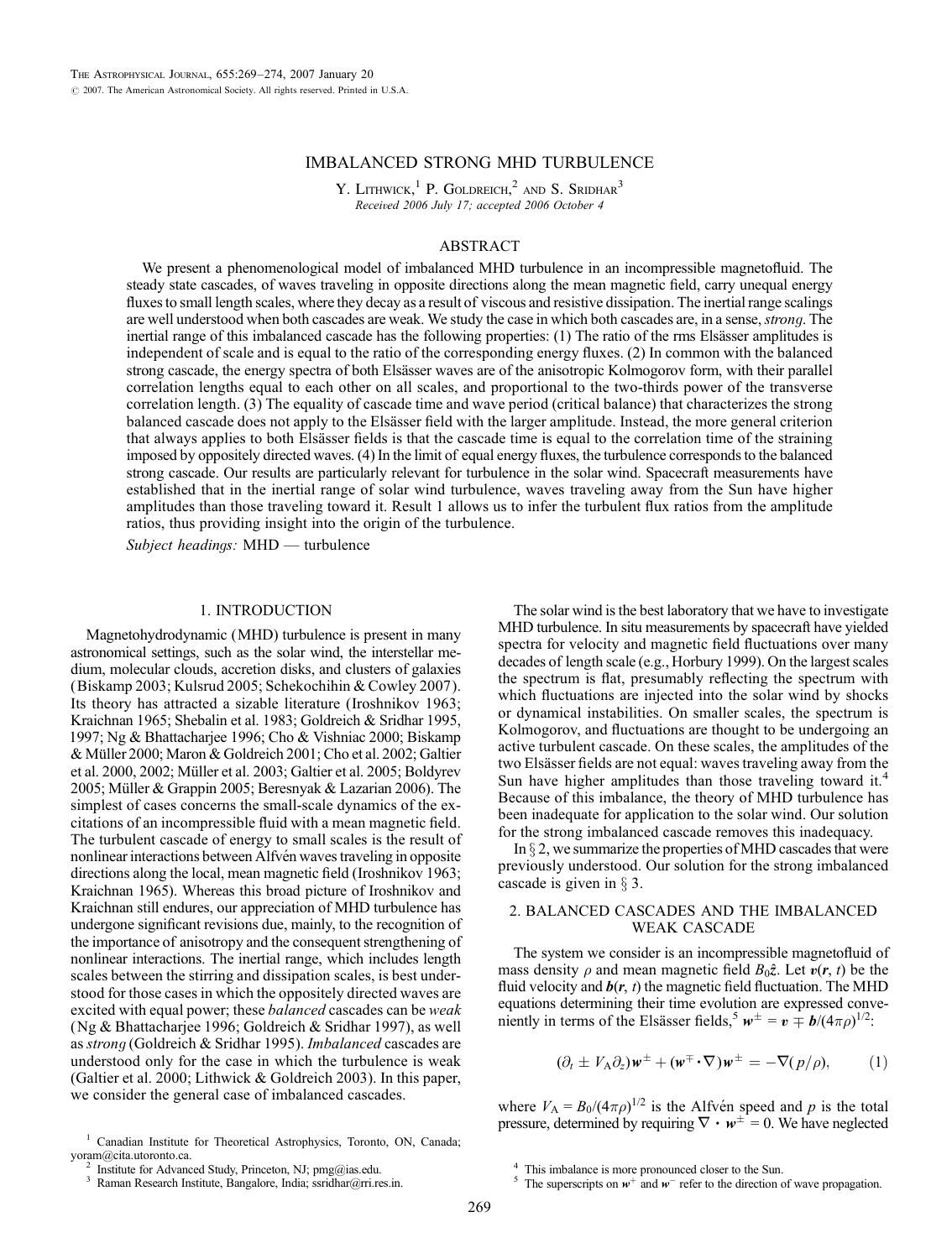# IMBALANCED STRONG MHD TURBULENCE

Y. Lithwick,[1] P. Goldreich,[2] and S. Sridhar[3]

*Received 2006 July 17; accepted 2006 October 4*

## ABSTRACT

We present a phenomenological model of imbalanced MHD turbulence in an incompressible magnetofluid. The steady state cascades, of waves traveling in opposite directions along the mean magnetic field, carry unequal energy fluxes to small length scales, where they decay as a result of viscous and resistive dissipation. The inertial range scalings are well understood when both cascades are weak. We study the case in which both cascades are, in a sense, *strong*. The inertial range of this imbalanced cascade has the following properties: (1) The ratio of the rms Elsässer amplitudes is independent of scale and is equal to the ratio of the corresponding energy fluxes. (2) In common with the balanced strong cascade, the energy spectra of both Elsässer waves are of the anisotropic Kolmogorov form, with their parallel correlation lengths equal to each other on all scales, and proportional to the two-thirds power of the transverse correlation length. (3) The equality of cascade time and wave period (critical balance) that characterizes the strong balanced cascade does not apply to the Elsässer field with the larger amplitude. Instead, the more general criterion that always applies to both Elsässer fields is that the cascade time is equal to the correlation time of the straining imposed by oppositely directed waves. (4) In the limit of equal energy fluxes, the turbulence corresponds to the balanced strong cascade. Our results are particularly relevant for turbulence in the solar wind. Spacecraft measurements have established that in the inertial range of solar wind turbulence, waves traveling away from the Sun have higher amplitudes than those traveling toward it. Result 1 allows us to infer the turbulent flux ratios from the amplitude ratios, thus providing insight into the origin of the turbulence.

*Subject headings:* MHD — turbulence

## 1. INTRODUCTION

Magnetohydrodynamic (MHD) turbulence is present in many astronomical settings, such as the solar wind, the interstellar medium, molecular clouds, accretion disks, and clusters of galaxies (Biskamp 2003; Kulsrud 2005; Schekochihin & Cowley 2007). Its theory has attracted a sizable literature (Iroshnikov 1963; Kraichnan 1965; Shebalin et al. 1983; Goldreich & Sridhar 1995, 1997; Ng & Bhattacharjee 1996; Cho & Vishniac 2000; Biskamp & Müller 2000; Maron & Goldreich 2001; Cho et al. 2002; Galtier et al. 2000, 2002; Müller et al. 2003; Galtier et al. 2005; Boldyrev 2005; Müller & Grappin 2005; Beresnyak & Lazarian 2006). The simplest of cases concerns the small-scale dynamics of the excitations of an incompressible fluid with a mean magnetic field. The turbulent cascade of energy to small scales is the result of nonlinear interactions between Alfvén waves traveling in opposite directions along the local, mean magnetic field (Iroshnikov 1963; Kraichnan 1965). Whereas this broad picture of Iroshnikov and Kraichnan still endures, our appreciation of MHD turbulence has undergone significant revisions due, mainly, to the recognition of the importance of anisotropy and the consequent strengthening of nonlinear interactions. The inertial range, which includes length scales between the stirring and dissipation scales, is best understood for those cases in which the oppositely directed waves are excited with equal power; these *balanced* cascades can be *weak* (Ng & Bhattacharjee 1996; Goldreich & Sridhar 1997), as well as *strong* (Goldreich & Sridhar 1995). *Imbalanced* cascades are understood only for the case in which the turbulence is weak (Galtier et al. 2000; Lithwick & Goldreich 2003). In this paper, we consider the general case of imbalanced cascades.

The solar wind is the best laboratory that we have to investigate MHD turbulence. In situ measurements by spacecraft have yielded spectra for velocity and magnetic field fluctuations over many decades of length scale (e.g., Horbury 1999). On the largest scales the spectrum is flat, presumably reflecting the spectrum with which fluctuations are injected into the solar wind by shocks or dynamical instabilities. On smaller scales, the spectrum is Kolmogorov, and fluctuations are thought to be undergoing an active turbulent cascade. On these scales, the amplitudes of the two Elsässer fields are not equal: waves traveling away from the Sun have higher amplitudes than those traveling toward it.[4] Because of this imbalance, the theory of MHD turbulence has been inadequate for application to the solar wind. Our solution for the strong imbalanced cascade removes this inadequacy.

In § 2, we summarize the properties of MHD cascades that were previously understood. Our solution for the strong imbalanced cascade is given in § 3.

## 2. BALANCED CASCADES AND THE IMBALANCED WEAK CASCADE

The system we consider is an incompressible magnetofluid of mass density $\rho$ and mean magnetic field $B_0\hat{\boldsymbol{z}}$. Let $\boldsymbol{v}(\boldsymbol{r}, t)$ be the fluid velocity and $\boldsymbol{b}(\boldsymbol{r}, t)$ the magnetic field fluctuation. The MHD equations determining their time evolution are expressed conveniently in terms of the Elsässer fields,[5] $\boldsymbol{w}^{\pm} = \boldsymbol{v} \mp \boldsymbol{b}/(4\pi\rho)^{1/2}$:

$$(\partial_t \pm V_{\rm A}\partial_z)\boldsymbol{w}^{\pm} + (\boldsymbol{w}^{\mp}\cdot\nabla)\boldsymbol{w}^{\pm} = -\nabla(p/\rho), \qquad (1)$$

where $V_{\rm A} = B_0/(4\pi\rho)^{1/2}$ is the Alfvén speed and $p$ is the total pressure, determined by requiring $\nabla \cdot \boldsymbol{w}^{\pm} = 0$. We have neglected

---

[1] Canadian Institute for Theoretical Astrophysics, Toronto, ON, Canada; yoram@cita.utoronto.ca.

[2] Institute for Advanced Study, Princeton, NJ; pmg@ias.edu.

[3] Raman Research Institute, Bangalore, India; ssridhar@rri.res.in.

[4] This imbalance is more pronounced closer to the Sun.

[5] The superscripts on $\boldsymbol{w}^{+}$ and $\boldsymbol{w}^{-}$ refer to the direction of wave propagation.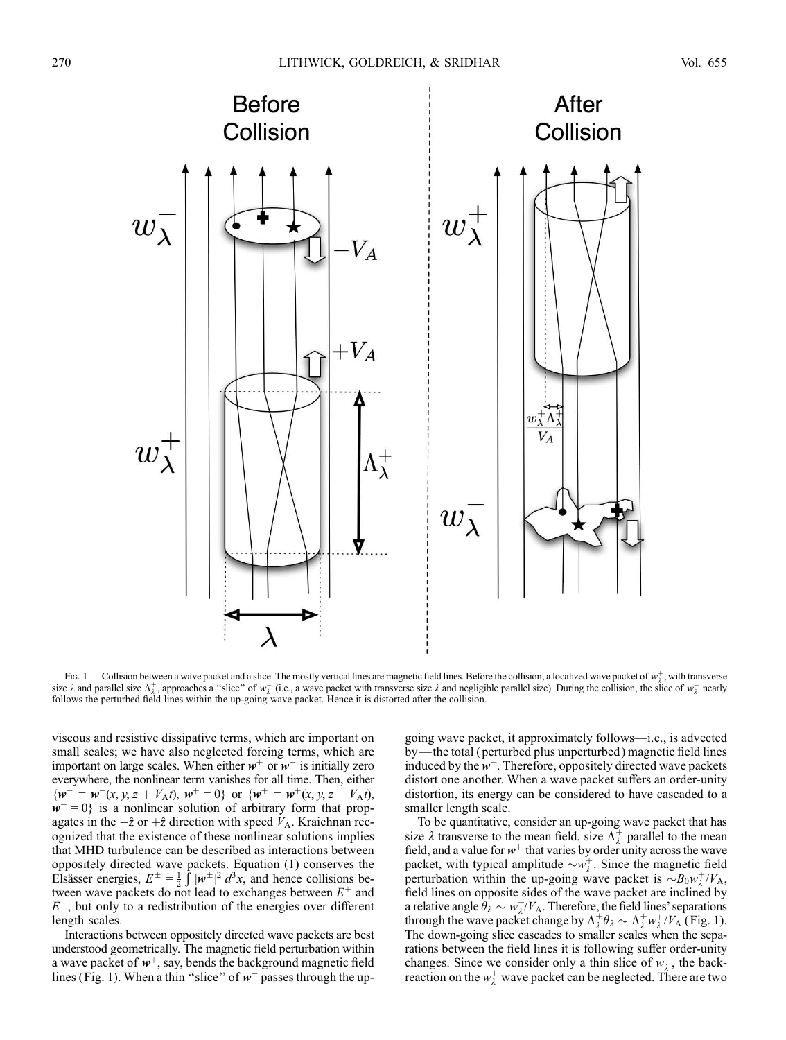Fig. 1.—Collision between a wave packet and a slice. The mostly vertical lines are magnetic field lines. Before the collision, a localized wave packet of $w_\lambda^+$, with transverse size $\lambda$ and parallel size $\Lambda_\lambda^+$, approaches a "slice" of $w_\lambda^-$ (i.e., a wave packet with transverse size $\lambda$ and negligible parallel size). During the collision, the slice of $w_\lambda^-$ nearly follows the perturbed field lines within the up-going wave packet. Hence it is distorted after the collision.

viscous and resistive dissipative terms, which are important on small scales; we have also neglected forcing terms, which are important on large scales. When either $\boldsymbol{w}^+$ or $\boldsymbol{w}^-$ is initially zero everywhere, the nonlinear term vanishes for all time. Then, either $\{\boldsymbol{w}^- = \boldsymbol{w}^-(x, y, z + V_A t),\ \boldsymbol{w}^+ = 0\}$ or $\{\boldsymbol{w}^+ = \boldsymbol{w}^+(x, y, z - V_A t),\ \boldsymbol{w}^- = 0\}$ is a nonlinear solution of arbitrary form that propagates in the $-\hat{z}$ or $+\hat{z}$ direction with speed $V_A$. Kraichnan recognized that the existence of these nonlinear solutions implies that MHD turbulence can be described as interactions between oppositely directed wave packets. Equation (1) conserves the Elsässer energies, $E^\pm = \frac{1}{2}\int |\boldsymbol{w}^\pm|^2\, d^3x$, and hence collisions between wave packets do not lead to exchanges between $E^+$ and $E^-$, but only to a redistribution of the energies over different length scales.

Interactions between oppositely directed wave packets are best understood geometrically. The magnetic field perturbation within a wave packet of $\boldsymbol{w}^+$, say, bends the background magnetic field lines (Fig. 1). When a thin "slice" of $\boldsymbol{w}^-$ passes through the up-going wave packet, it approximately follows—i.e., is advected by—the total (perturbed plus unperturbed) magnetic field lines induced by the $\boldsymbol{w}^+$. Therefore, oppositely directed wave packets distort one another. When a wave packet suffers an order-unity distortion, its energy can be considered to have cascaded to a smaller length scale.

To be quantitative, consider an up-going wave packet that has size $\lambda$ transverse to the mean field, size $\Lambda_\lambda^+$ parallel to the mean field, and a value for $\boldsymbol{w}^+$ that varies by order unity across the wave packet, with typical amplitude $\sim w_\lambda^+$. Since the magnetic field perturbation within the up-going wave packet is $\sim B_0 w_\lambda^+/V_A$, field lines on opposite sides of the wave packet are inclined by a relative angle $\theta_\lambda \sim w_\lambda^+/V_A$. Therefore, the field lines' separations through the wave packet change by $\Lambda_\lambda^+ \theta_\lambda \sim \Lambda_\lambda^+ w_\lambda^+/V_A$ (Fig. 1). The down-going slice cascades to smaller scales when the separations between the field lines it is following suffer order-unity changes. Since we consider only a thin slice of $w_\lambda^-$, the back-reaction on the $w_\lambda^+$ wave packet can be neglected. There are two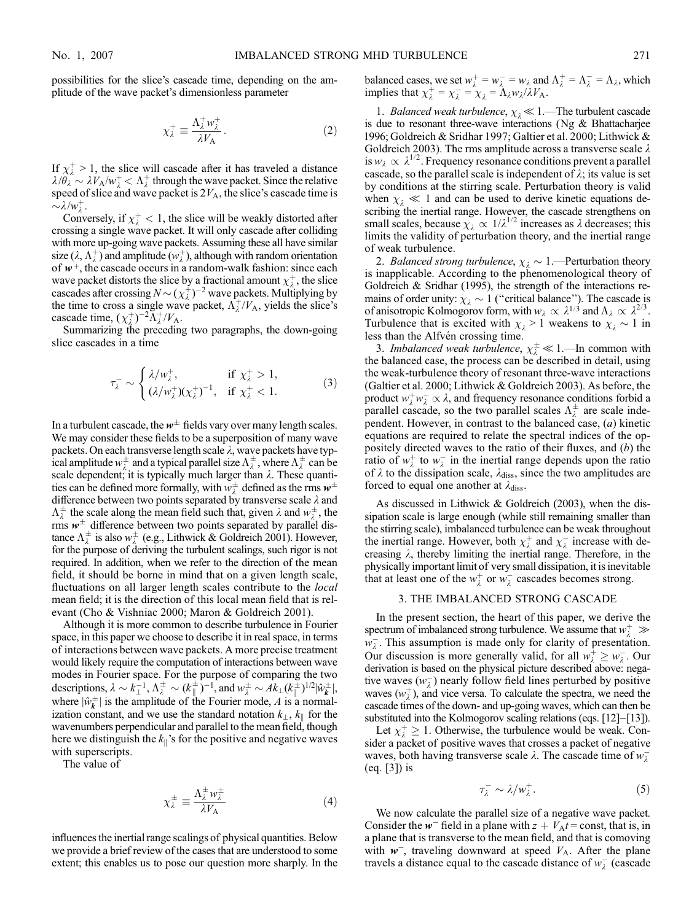possibilities for the slice's cascade time, depending on the amplitude of the wave packet's dimensionless parameter

$$\chi_\lambda^+ \equiv \frac{\Lambda_\lambda^+ w_\lambda^+}{\lambda V_A}. \tag{2}$$

If $\chi_\lambda^+ > 1$, the slice will cascade after it has traveled a distance $\lambda/\theta_\lambda \sim \lambda V_A/w_\lambda^+ < \Lambda_\lambda^+$ through the wave packet. Since the relative speed of slice and wave packet is $2V_A$, the slice's cascade time is $\sim \lambda/w_\lambda^+$.

Conversely, if $\chi_\lambda^+ < 1$, the slice will be weakly distorted after crossing a single wave packet. It will only cascade after colliding with more up-going wave packets. Assuming these all have similar size $(\lambda, \Lambda_\lambda^+)$ and amplitude $(w_\lambda^+)$, although with random orientation of $\boldsymbol{w}^+$, the cascade occurs in a random-walk fashion: since each wave packet distorts the slice by a fractional amount $\chi_\lambda^+$, the slice cascades after crossing $N \sim (\chi_\lambda^+)^{-2}$ wave packets. Multiplying by the time to cross a single wave packet, $\Lambda_\lambda^+/V_A$, yields the slice's cascade time, $(\chi_\lambda^+)^{-2}\Lambda_\lambda^+/V_A$.

Summarizing the preceding two paragraphs, the down-going slice cascades in a time

$$\tau_\lambda^- \sim \begin{cases} \lambda/w_\lambda^+, & \text{if } \chi_\lambda^+ > 1, \\ (\lambda/w_\lambda^+)(\chi_\lambda^+)^{-1}, & \text{if } \chi_\lambda^+ < 1. \end{cases} \tag{3}$$

In a turbulent cascade, the $\boldsymbol{w}^\pm$ fields vary over many length scales. We may consider these fields to be a superposition of many wave packets. On each transverse length scale $\lambda$, wave packets have typical amplitude $w_\lambda^\pm$ and a typical parallel size $\Lambda_\lambda^\pm$, where $\Lambda_\lambda^\pm$ can be scale dependent; it is typically much larger than $\lambda$. These quantities can be defined more formally, with $w_\lambda^\pm$ defined as the rms $\boldsymbol{w}^\pm$ difference between two points separated by transverse scale $\lambda$ and $\Lambda_\lambda^\pm$ the scale along the mean field such that, given $\lambda$ and $w_\lambda^\pm$, the rms $\boldsymbol{w}^\pm$ difference between two points separated by parallel distance $\Lambda_\lambda^\pm$ is also $w_\lambda^\pm$ (e.g., Lithwick & Goldreich 2001). However, for the purpose of deriving the turbulent scalings, such rigor is not required. In addition, when we refer to the direction of the mean field, it should be borne in mind that on a given length scale, fluctuations on all larger length scales contribute to the *local* mean field; it is the direction of this local mean field that is relevant (Cho & Vishniac 2000; Maron & Goldreich 2001).

Although it is more common to describe turbulence in Fourier space, in this paper we choose to describe it in real space, in terms of interactions between wave packets. A more precise treatment would likely require the computation of interactions between wave modes in Fourier space. For the purpose of comparing the two descriptions, $\lambda \sim k_\perp^{-1}$, $\Lambda_\lambda^\pm \sim (k_\parallel^\pm)^{-1}$, and $w_\lambda^\pm \sim Ak_\perp(k_\parallel^\pm)^{1/2}|\hat{w}_{\boldsymbol{k}}^\pm|$, where $|\hat{w}_{\boldsymbol{k}}^\pm|$ is the amplitude of the Fourier mode, $A$ is a normalization constant, and we use the standard notation $k_\perp$, $k_\parallel$ for the wavenumbers perpendicular and parallel to the mean field, though here we distinguish the $k_\parallel$'s for the positive and negative waves with superscripts.

The value of

$$\chi_\lambda^\pm \equiv \frac{\Lambda_\lambda^\pm w_\lambda^\pm}{\lambda V_A} \tag{4}$$

influences the inertial range scalings of physical quantities. Below we provide a brief review of the cases that are understood to some extent; this enables us to pose our question more sharply. In the balanced cases, we set $w_\lambda^+ = w_\lambda^- = w_\lambda$ and $\Lambda_\lambda^+ = \Lambda_\lambda^- = \Lambda_\lambda$, which implies that $\chi_\lambda^+ = \chi_\lambda^- = \chi_\lambda = \Lambda_\lambda w_\lambda/\lambda V_A$.

1. *Balanced weak turbulence*, $\chi_\lambda \ll 1$.—The turbulent cascade is due to resonant three-wave interactions (Ng & Bhattacharjee 1996; Goldreich & Sridhar 1997; Galtier et al. 2000; Lithwick & Goldreich 2003). The rms amplitude across a transverse scale $\lambda$ is $w_\lambda \propto \lambda^{1/2}$. Frequency resonance conditions prevent a parallel cascade, so the parallel scale is independent of $\lambda$; its value is set by conditions at the stirring scale. Perturbation theory is valid when $\chi_\lambda \ll 1$ and can be used to derive kinetic equations describing the inertial range. However, the cascade strengthens on small scales, because $\chi_\lambda \propto 1/\lambda^{1/2}$ increases as $\lambda$ decreases; this limits the validity of perturbation theory, and the inertial range of weak turbulence.

2. *Balanced strong turbulence*, $\chi_\lambda \sim 1$.—Perturbation theory is inapplicable. According to the phenomenological theory of Goldreich & Sridhar (1995), the strength of the interactions remains of order unity: $\chi_\lambda \sim 1$ ("critical balance"). The cascade is of anisotropic Kolmogorov form, with $w_\lambda \propto \lambda^{1/3}$ and $\Lambda_\lambda \propto \lambda^{2/3}$. Turbulence that is excited with $\chi_\lambda > 1$ weakens to $\chi_\lambda \sim 1$ in less than the Alfvén crossing time.

3. *Imbalanced weak turbulence*, $\chi_\lambda^\pm \ll 1$.—In common with the balanced case, the process can be described in detail, using the weak-turbulence theory of resonant three-wave interactions (Galtier et al. 2000; Lithwick & Goldreich 2003). As before, the product $w_\lambda^+ w_\lambda^- \propto \lambda$, and frequency resonance conditions forbid a parallel cascade, so the two parallel scales $\Lambda_\lambda^\pm$ are scale independent. However, in contrast to the balanced case, ($a$) kinetic equations are required to relate the spectral indices of the oppositely directed waves to the ratio of their fluxes, and ($b$) the ratio of $w_\lambda^+$ to $w_\lambda^-$ in the inertial range depends upon the ratio of $\lambda$ to the dissipation scale, $\lambda_{\rm diss}$, since the two amplitudes are forced to equal one another at $\lambda_{\rm diss}$.

As discussed in Lithwick & Goldreich (2003), when the dissipation scale is large enough (while still remaining smaller than the stirring scale), imbalanced turbulence can be weak throughout the inertial range. However, both $\chi_\lambda^+$ and $\chi_\lambda^-$ increase with decreasing $\lambda$, thereby limiting the inertial range. Therefore, in the physically important limit of very small dissipation, it is inevitable that at least one of the $w_\lambda^+$ or $w_\lambda^-$ cascades becomes strong.

## 3. THE IMBALANCED STRONG CASCADE

In the present section, the heart of this paper, we derive the spectrum of imbalanced strong turbulence. We assume that $w_\lambda^+ \gg w_\lambda^-$. This assumption is made only for clarity of presentation. Our discussion is more generally valid, for all $w_\lambda^+ \geq w_\lambda^-$. Our derivation is based on the physical picture described above: negative waves ($w_\lambda^-$) nearly follow field lines perturbed by positive waves ($w_\lambda^+$), and vice versa. To calculate the spectra, we need the cascade times of the down- and up-going waves, which can then be substituted into the Kolmogorov scaling relations (eqs. [12]–[13]).

Let $\chi_\lambda^+ \geq 1$. Otherwise, the turbulence would be weak. Consider a packet of positive waves that crosses a packet of negative waves, both having transverse scale $\lambda$. The cascade time of $w_\lambda^-$ (eq. [3]) is

$$\tau_\lambda^- \sim \lambda/w_\lambda^+. \tag{5}$$

We now calculate the parallel size of a negative wave packet. Consider the $\boldsymbol{w}^-$ field in a plane with $z + V_A t = \text{const}$, that is, in a plane that is transverse to the mean field, and that is comoving with $\boldsymbol{w}^-$, traveling downward at speed $V_A$. After the plane travels a distance equal to the cascade distance of $w_\lambda^-$ (cascade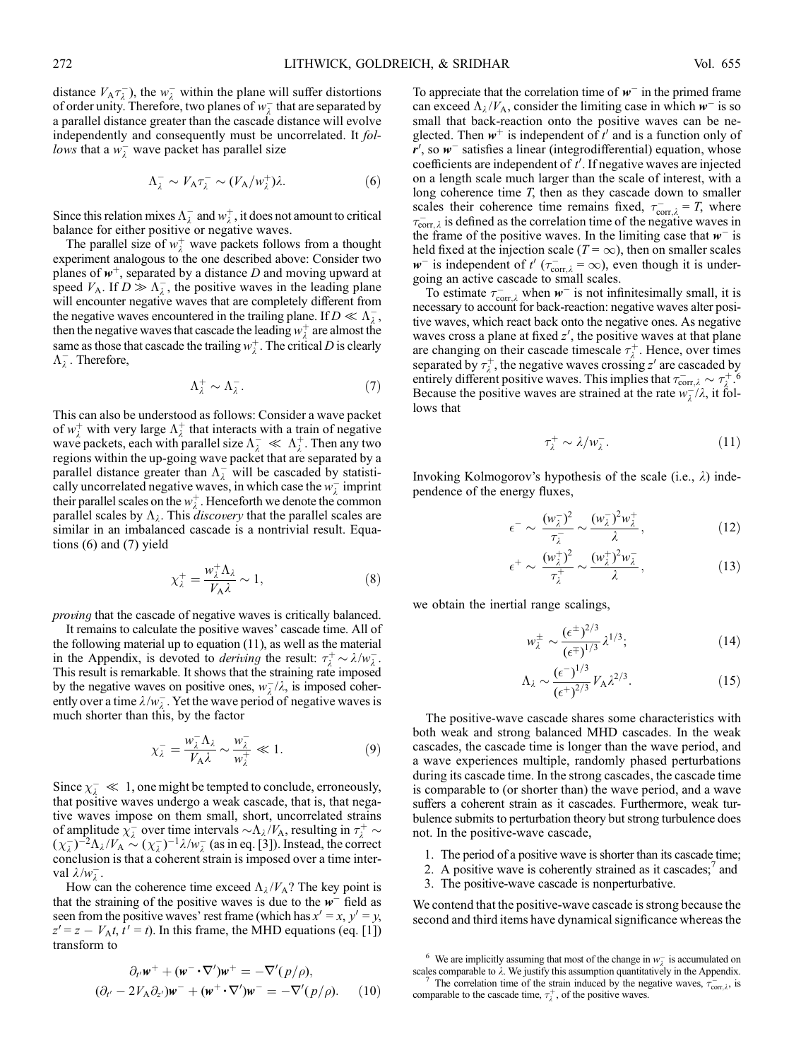distance $V_A \tau_\lambda^-$), the $w_\lambda^-$ within the plane will suffer distortions of order unity. Therefore, two planes of $w_\lambda^-$ that are separated by a parallel distance greater than the cascade distance will evolve independently and consequently must be uncorrelated. It *follows* that a $w_\lambda^-$ wave packet has parallel size

$$\Lambda_\lambda^- \sim V_A \tau_\lambda^- \sim (V_A / w_\lambda^+) \lambda. \tag{6}$$

Since this relation mixes $\Lambda_\lambda^-$ and $w_\lambda^+$, it does not amount to critical balance for either positive or negative waves.

The parallel size of $w_\lambda^+$ wave packets follows from a thought experiment analogous to the one described above: Consider two planes of $\boldsymbol{w}^+$, separated by a distance $D$ and moving upward at speed $V_A$. If $D \gg \Lambda_\lambda^-$, the positive waves in the leading plane will encounter negative waves that are completely different from the negative waves encountered in the trailing plane. If $D \ll \Lambda_\lambda^-$, then the negative waves that cascade the leading $w_\lambda^+$ are almost the same as those that cascade the trailing $w_\lambda^+$. The critical $D$ is clearly $\Lambda_\lambda^-$. Therefore,

$$\Lambda_\lambda^+ \sim \Lambda_\lambda^-. \tag{7}$$

This can also be understood as follows: Consider a wave packet of $w_\lambda^+$ with very large $\Lambda_\lambda^+$ that interacts with a train of negative wave packets, each with parallel size $\Lambda_\lambda^- \ll \Lambda_\lambda^+$. Then any two regions within the up-going wave packet that are separated by a parallel distance greater than $\Lambda_\lambda^-$ will be cascaded by statistically uncorrelated negative waves, in which case the $w_\lambda^-$ imprint their parallel scales on the $w_\lambda^+$. Henceforth we denote the common parallel scales by $\Lambda_\lambda$. This *discovery* that the parallel scales are similar in an imbalanced cascade is a nontrivial result. Equations (6) and (7) yield

$$\chi_\lambda^+ = \frac{w_\lambda^+ \Lambda_\lambda}{V_A \lambda} \sim 1, \tag{8}$$

*proving* that the cascade of negative waves is critically balanced.

It remains to calculate the positive waves' cascade time. All of the following material up to equation (11), as well as the material in the Appendix, is devoted to *deriving* the result: $\tau_\lambda^+ \sim \lambda / w_\lambda^-$. This result is remarkable. It shows that the straining rate imposed by the negative waves on positive ones, $w_\lambda^- / \lambda$, is imposed coherently over a time $\lambda / w_\lambda^-$. Yet the wave period of negative waves is much shorter than this, by the factor

$$\chi_\lambda^- = \frac{w_\lambda^- \Lambda_\lambda}{V_A \lambda} \sim \frac{w_\lambda^-}{w_\lambda^+} \ll 1. \tag{9}$$

Since $\chi_\lambda^- \ll 1$, one might be tempted to conclude, erroneously, that positive waves undergo a weak cascade, that is, that negative waves impose on them small, short, uncorrelated strains of amplitude $\chi_\lambda^-$ over time intervals $\sim \Lambda_\lambda / V_A$, resulting in $\tau_\lambda^+ \sim (\chi_\lambda^-)^{-2} \Lambda_\lambda / V_A \sim (\chi_\lambda^-)^{-1} \lambda / w_\lambda^-$ (as in eq. [3]). Instead, the correct conclusion is that a coherent strain is imposed over a time interval $\lambda / w_\lambda^-$.

How can the coherence time exceed $\Lambda_\lambda / V_A$? The key point is that the straining of the positive waves is due to the $\boldsymbol{w}^-$ field as seen from the positive waves' rest frame (which has $x' = x$, $y' = y$, $z' = z - V_A t$, $t' = t$). In this frame, the MHD equations (eq. [1]) transform to

$$\begin{aligned} &\partial_{t'} \boldsymbol{w}^+ + (\boldsymbol{w}^- \cdot \nabla') \boldsymbol{w}^+ = -\nabla'(p/\rho), \\ &(\partial_{t'} - 2 V_A \partial_{z'}) \boldsymbol{w}^- + (\boldsymbol{w}^+ \cdot \nabla') \boldsymbol{w}^- = -\nabla'(p/\rho). \end{aligned} \tag{10}$$

To appreciate that the correlation time of $\boldsymbol{w}^-$ in the primed frame can exceed $\Lambda_\lambda / V_A$, consider the limiting case in which $\boldsymbol{w}^-$ is so small that back-reaction onto the positive waves can be neglected. Then $\boldsymbol{w}^+$ is independent of $t'$ and is a function only of $\boldsymbol{r}'$, so $\boldsymbol{w}^-$ satisfies a linear (integrodifferential) equation, whose coefficients are independent of $t'$. If negative waves are injected on a length scale much larger than the scale of interest, with a long coherence time $T$, then as they cascade down to smaller scales their coherence time remains fixed, $\tau_{\mathrm{corr},\lambda}^- = T$, where $\tau_{\mathrm{corr},\lambda}^-$ is defined as the correlation time of the negative waves in the frame of the positive waves. In the limiting case that $\boldsymbol{w}^-$ is held fixed at the injection scale ($T = \infty$), then on smaller scales $\boldsymbol{w}^-$ is independent of $t'$ ($\tau_{\mathrm{corr},\lambda}^- = \infty$), even though it is undergoing an active cascade to small scales.

To estimate $\tau_{\mathrm{corr},\lambda}^-$ when $\boldsymbol{w}^-$ is not infinitesimally small, it is necessary to account for back-reaction: negative waves alter positive waves, which react back onto the negative ones. As negative waves cross a plane at fixed $z'$, the positive waves at that plane are changing on their cascade timescale $\tau_\lambda^+$. Hence, over times separated by $\tau_\lambda^+$, the negative waves crossing $z'$ are cascaded by entirely different positive waves. This implies that $\tau_{\mathrm{corr},\lambda}^- \sim \tau_\lambda^+$.[6] Because the positive waves are strained at the rate $w_\lambda^- / \lambda$, it follows that

$$\tau_\lambda^+ \sim \lambda / w_\lambda^-. \tag{11}$$

Invoking Kolmogorov's hypothesis of the scale (i.e., $\lambda$) independence of the energy fluxes,

$$\epsilon^- \sim \frac{(w_\lambda^-)^2}{\tau_\lambda^-} \sim \frac{(w_\lambda^-)^2 w_\lambda^+}{\lambda}, \tag{12}$$

$$\epsilon^+ \sim \frac{(w_\lambda^+)^2}{\tau_\lambda^+} \sim \frac{(w_\lambda^+)^2 w_\lambda^-}{\lambda}, \tag{13}$$

we obtain the inertial range scalings,

$$w_\lambda^\pm \sim \frac{(\epsilon^\pm)^{2/3}}{(\epsilon^\mp)^{1/3}} \lambda^{1/3}; \tag{14}$$

$$\Lambda_\lambda \sim \frac{(\epsilon^-)^{1/3}}{(\epsilon^+)^{2/3}} V_A \lambda^{2/3}. \tag{15}$$

The positive-wave cascade shares some characteristics with both weak and strong balanced MHD cascades. In the weak cascades, the cascade time is longer than the wave period, and a wave experiences multiple, randomly phased perturbations during its cascade time. In the strong cascades, the cascade time is comparable to (or shorter than) the wave period, and a wave suffers a coherent strain as it cascades. Furthermore, weak turbulence submits to perturbation theory but strong turbulence does not. In the positive-wave cascade,

1. The period of a positive wave is shorter than its cascade time;
2. A positive wave is coherently strained as it cascades;[7] and
3. The positive-wave cascade is nonperturbative.

We contend that the positive-wave cascade is strong because the second and third items have dynamical significance whereas the

[6] We are implicitly assuming that most of the change in $w_\lambda^-$ is accumulated on scales comparable to $\lambda$. We justify this assumption quantitatively in the Appendix.

[7] The correlation time of the strain induced by the negative waves, $\tau_{\mathrm{corr},\lambda}^-$, is comparable to the cascade time, $\tau_\lambda^+$, of the positive waves.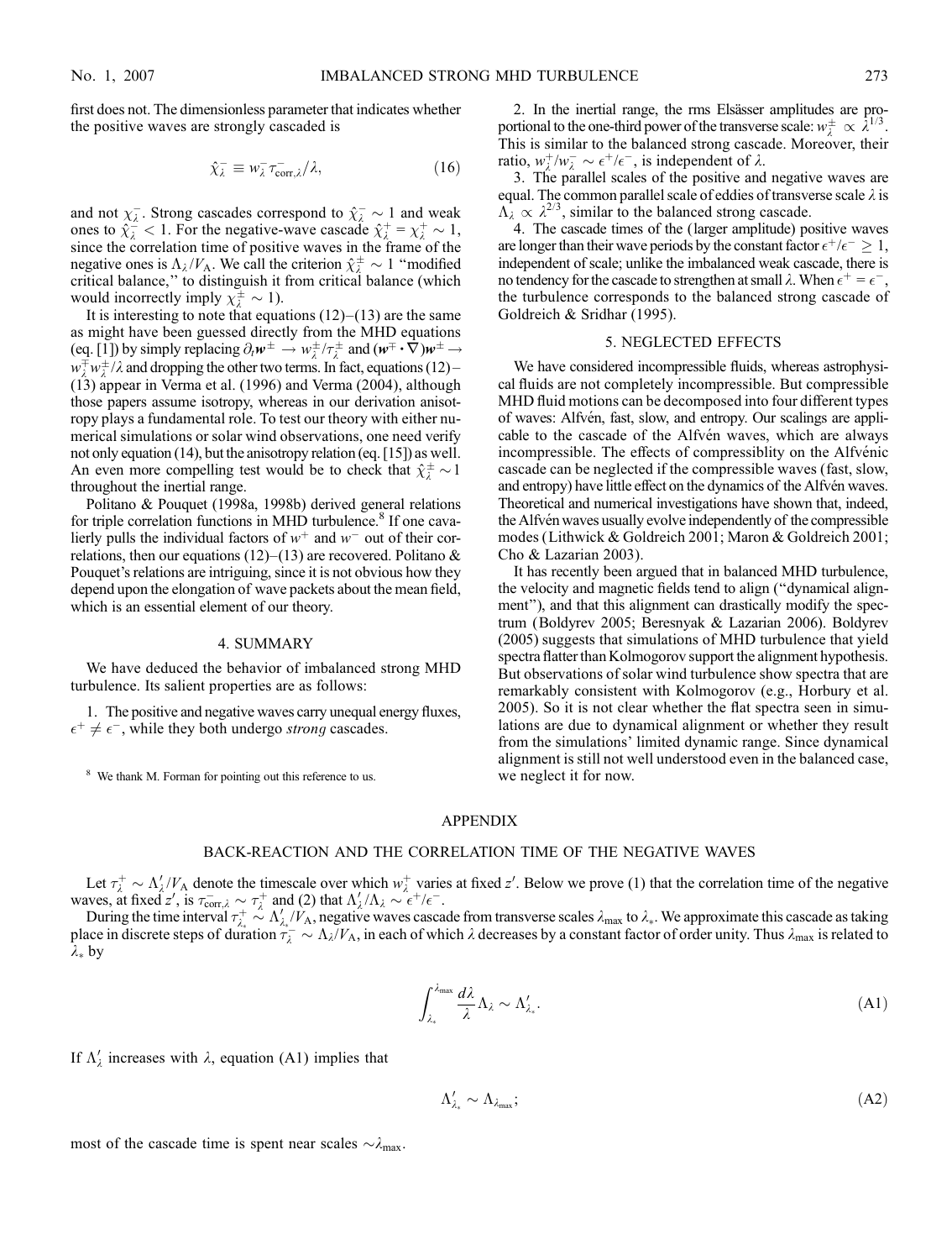first does not. The dimensionless parameter that indicates whether the positive waves are strongly cascaded is

$$\hat{\chi}_\lambda^- \equiv w_\lambda^- \tau_{\text{corr},\lambda}^- / \lambda, \tag{16}$$

and not $\chi_\lambda^-$. Strong cascades correspond to $\hat{\chi}_\lambda^- \sim 1$ and weak ones to $\hat{\chi}_\lambda^- < 1$. For the negative-wave cascade $\hat{\chi}_\lambda^+ = \chi_\lambda^+ \sim 1$, since the correlation time of positive waves in the frame of the negative ones is $\Lambda_\lambda / V_A$. We call the criterion $\hat{\chi}_\lambda^\pm \sim 1$ "modified critical balance," to distinguish it from critical balance (which would incorrectly imply $\chi_\lambda^\pm \sim 1$).

It is interesting to note that equations (12)–(13) are the same as might have been guessed directly from the MHD equations (eq. [1]) by simply replacing $\partial_t \boldsymbol{w}^\pm \rightarrow w_\lambda^\pm / \tau_\lambda^\pm$ and $(\boldsymbol{w}^\mp \cdot \nabla)\boldsymbol{w}^\pm \rightarrow w_\lambda^\mp w_\lambda^\pm / \lambda$ and dropping the other two terms. In fact, equations (12)–(13) appear in Verma et al. (1996) and Verma (2004), although those papers assume isotropy, whereas in our derivation anisotropy plays a fundamental role. To test our theory with either numerical simulations or solar wind observations, one need verify not only equation (14), but the anisotropy relation (eq. [15]) as well. An even more compelling test would be to check that $\hat{\chi}_\lambda^\pm \sim 1$ throughout the inertial range.

Politano & Pouquet (1998a, 1998b) derived general relations for triple correlation functions in MHD turbulence.[8] If one cavalierly pulls the individual factors of $w^+$ and $w^-$ out of their correlations, then our equations (12)–(13) are recovered. Politano & Pouquet's relations are intriguing, since it is not obvious how they depend upon the elongation of wave packets about the mean field, which is an essential element of our theory.

## 4. SUMMARY

We have deduced the behavior of imbalanced strong MHD turbulence. Its salient properties are as follows:

1. The positive and negative waves carry unequal energy fluxes, $\epsilon^+ \neq \epsilon^-$, while they both undergo *strong* cascades.

2. In the inertial range, the rms Elsässer amplitudes are proportional to the one-third power of the transverse scale: $w_\lambda^\pm \propto \lambda^{1/3}$. This is similar to the balanced strong cascade. Moreover, their ratio, $w_\lambda^+ / w_\lambda^- \sim \epsilon^+ / \epsilon^-$, is independent of $\lambda$.

3. The parallel scales of the positive and negative waves are equal. The common parallel scale of eddies of transverse scale $\lambda$ is $\Lambda_\lambda \propto \lambda^{2/3}$, similar to the balanced strong cascade.

4. The cascade times of the (larger amplitude) positive waves are longer than their wave periods by the constant factor $\epsilon^+/\epsilon^- \geq 1$, independent of scale; unlike the imbalanced weak cascade, there is no tendency for the cascade to strengthen at small $\lambda$. When $\epsilon^+ = \epsilon^-$, the turbulence corresponds to the balanced strong cascade of Goldreich & Sridhar (1995).

## 5. NEGLECTED EFFECTS

We have considered incompressible fluids, whereas astrophysical fluids are not completely incompressible. But compressible MHD fluid motions can be decomposed into four different types of waves: Alfvén, fast, slow, and entropy. Our scalings are applicable to the cascade of the Alfvén waves, which are always incompressible. The effects of compressiblity on the Alfvénic cascade can be neglected if the compressible waves (fast, slow, and entropy) have little effect on the dynamics of the Alfvén waves. Theoretical and numerical investigations have shown that, indeed, the Alfvén waves usually evolve independently of the compressible modes (Lithwick & Goldreich 2001; Maron & Goldreich 2001; Cho & Lazarian 2003).

It has recently been argued that in balanced MHD turbulence, the velocity and magnetic fields tend to align ("dynamical alignment"), and that this alignment can drastically modify the spectrum (Boldyrev 2005; Beresnyak & Lazarian 2006). Boldyrev (2005) suggests that simulations of MHD turbulence that yield spectra flatter than Kolmogorov support the alignment hypothesis. But observations of solar wind turbulence show spectra that are remarkably consistent with Kolmogorov (e.g., Horbury et al. 2005). So it is not clear whether the flat spectra seen in simulations are due to dynamical alignment or whether they result from the simulations' limited dynamic range. Since dynamical alignment is still not well understood even in the balanced case, we neglect it for now.

[8] We thank M. Forman for pointing out this reference to us.

## APPENDIX

### BACK-REACTION AND THE CORRELATION TIME OF THE NEGATIVE WAVES

Let $\tau_\lambda^+ \sim \Lambda_\lambda' / V_A$ denote the timescale over which $w_\lambda^+$ varies at fixed $z'$. Below we prove (1) that the correlation time of the negative waves, at fixed $z'$, is $\tau_{\text{corr},\lambda}^- \sim \tau_\lambda^+$ and (2) that $\Lambda_\lambda' / \Lambda_\lambda \sim \epsilon^+ / \epsilon^-$.

During the time interval $\tau_{\lambda_*}^+ \sim \Lambda_{\lambda_*}' / V_A$, negative waves cascade from transverse scales $\lambda_{\max}$ to $\lambda_*$. We approximate this cascade as taking place in discrete steps of duration $\tau_\lambda^- \sim \Lambda_\lambda / V_A$, in each of which $\lambda$ decreases by a constant factor of order unity. Thus $\lambda_{\max}$ is related to $\lambda_*$ by

$$\int_{\lambda_*}^{\lambda_{\max}} \frac{d\lambda}{\lambda} \Lambda_\lambda \sim \Lambda_{\lambda_*}'. \tag{A1}$$

If $\Lambda_\lambda'$ increases with $\lambda$, equation (A1) implies that

$$\Lambda_{\lambda_*}' \sim \Lambda_{\lambda_{\max}}; \tag{A2}$$

most of the cascade time is spent near scales $\sim \lambda_{\max}$.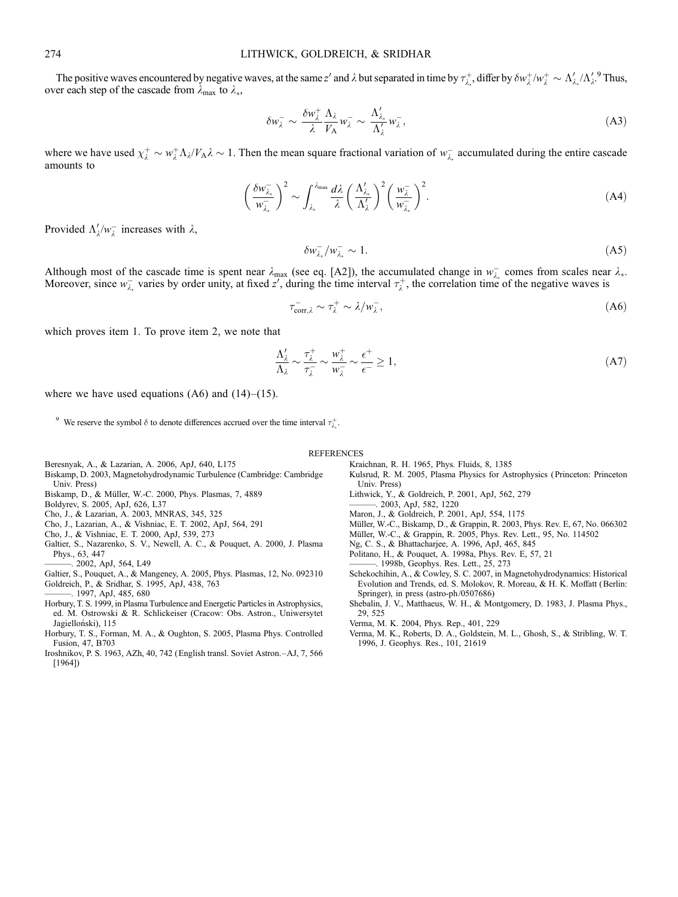The positive waves encountered by negative waves, at the same $z'$ and $\lambda$ but separated in time by $\tau^+_{\lambda_*}$, differ by $\delta w^+_\lambda / w^+_\lambda \sim \Lambda'_{\lambda_*}/\Lambda'_\lambda$.[9] Thus, over each step of the cascade from $\lambda_{\max}$ to $\lambda_*$,

$$\delta w^-_\lambda \sim \frac{\delta w^+_\lambda}{\lambda} \frac{\Lambda_\lambda}{V_A} w^-_\lambda \sim \frac{\Lambda'_{\lambda_*}}{\Lambda'_\lambda} w^-_\lambda, \tag{A3}$$

where we have used $\chi^+_\lambda \sim w^+_\lambda \Lambda_\lambda / V_A \lambda \sim 1$. Then the mean square fractional variation of $w^-_{\lambda_*}$ accumulated during the entire cascade amounts to

$$\left(\frac{\delta w^-_{\lambda_*}}{w^-_{\lambda_*}}\right)^2 \sim \int_{\lambda_*}^{\lambda_{\max}} \frac{d\lambda}{\lambda} \left(\frac{\Lambda'_{\lambda_*}}{\Lambda'_\lambda}\right)^2 \left(\frac{w^-_\lambda}{w^-_{\lambda_*}}\right)^2. \tag{A4}$$

Provided $\Lambda'_\lambda / w^-_\lambda$ increases with $\lambda$,

$$\delta w^-_{\lambda_*} / w^-_{\lambda_*} \sim 1. \tag{A5}$$

Although most of the cascade time is spent near $\lambda_{\max}$ (see eq. [A2]), the accumulated change in $w^-_{\lambda_*}$ comes from scales near $\lambda_*$. Moreover, since $w^-_{\lambda_*}$ varies by order unity, at fixed $z'$, during the time interval $\tau^+_\lambda$, the correlation time of the negative waves is

$$\tau^-_{\mathrm{corr},\lambda} \sim \tau^+_\lambda \sim \lambda / w^-_\lambda, \tag{A6}$$

which proves item 1. To prove item 2, we note that

$$\frac{\Lambda'_\lambda}{\Lambda_\lambda} \sim \frac{\tau^+_\lambda}{\tau^-_\lambda} \sim \frac{w^+_\lambda}{w^-_\lambda} \sim \frac{\epsilon^+}{\epsilon^-} \geq 1, \tag{A7}$$

where we have used equations (A6) and (14)–(15).

[9] We reserve the symbol $\delta$ to denote differences accrued over the time interval $\tau^+_{\lambda_*}$.

## REFERENCES

Beresnyak, A., & Lazarian, A. 2006, ApJ, 640, L175
Biskamp, D. 2003, Magnetohydrodynamic Turbulence (Cambridge: Cambridge Univ. Press)
Biskamp, D., & Müller, W.-C. 2000, Phys. Plasmas, 7, 4889
Boldyrev, S. 2005, ApJ, 626, L37
Cho, J., & Lazarian, A. 2003, MNRAS, 345, 325
Cho, J., Lazarian, A., & Vishniac, E. T. 2002, ApJ, 564, 291
Cho, J., & Vishniac, E. T. 2000, ApJ, 539, 273
Galtier, S., Nazarenko, S. V., Newell, A. C., & Pouquet, A. 2000, J. Plasma Phys., 63, 447
———. 2002, ApJ, 564, L49
Galtier, S., Pouquet, A., & Mangeney, A. 2005, Phys. Plasmas, 12, No. 092310
Goldreich, P., & Sridhar, S. 1995, ApJ, 438, 763
———. 1997, ApJ, 485, 680
Horbury, T. S. 1999, in Plasma Turbulence and Energetic Particles in Astrophysics, ed. M. Ostrowski & R. Schlickeiser (Cracow: Obs. Astron., Uniwersytet Jagielloński), 115
Horbury, T. S., Forman, M. A., & Oughton, S. 2005, Plasma Phys. Controlled Fusion, 47, B703
Iroshnikov, P. S. 1963, AZh, 40, 742 (English transl. Soviet Astron.–AJ, 7, 566 [1964])
Kraichnan, R. H. 1965, Phys. Fluids, 8, 1385
Kulsrud, R. M. 2005, Plasma Physics for Astrophysics (Princeton: Princeton Univ. Press)
Lithwick, Y., & Goldreich, P. 2001, ApJ, 562, 279
———. 2003, ApJ, 582, 1220
Maron, J., & Goldreich, P. 2001, ApJ, 554, 1175
Müller, W.-C., Biskamp, D., & Grappin, R. 2003, Phys. Rev. E, 67, No. 066302
Müller, W.-C., & Grappin, R. 2005, Phys. Rev. Lett., 95, No. 114502
Ng, C. S., & Bhattacharjee, A. 1996, ApJ, 465, 845
Politano, H., & Pouquet, A. 1998a, Phys. Rev. E, 57, 21
———. 1998b, Geophys. Res. Lett., 25, 273
Schekochihin, A., & Cowley, S. C. 2007, in Magnetohydrodynamics: Historical Evolution and Trends, ed. S. Molokov, R. Moreau, & H. K. Moffatt (Berlin: Springer), in press (astro-ph/0507686)
Shebalin, J. V., Matthaeus, W. H., & Montgomery, D. 1983, J. Plasma Phys., 29, 525
Verma, M. K. 2004, Phys. Rep., 401, 229
Verma, M. K., Roberts, D. A., Goldstein, M. L., Ghosh, S., & Stribling, W. T. 1996, J. Geophys. Res., 101, 21619